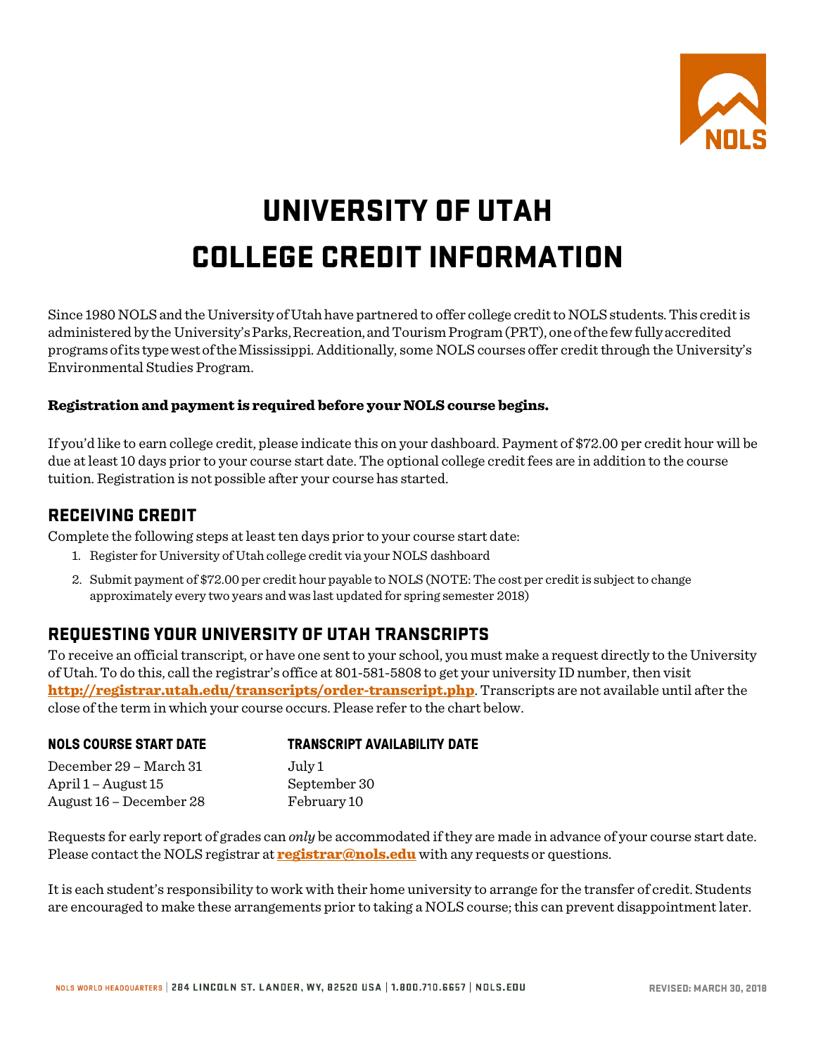# UNIVERSITY OF UTAH COLLEGE CREDIT INFORMATION

Since 1980 NOLS and the University of Utah have partnered to offer college credit to NOLS students. This credit is administered by the University's Parks, Recreation, and Tourism Program (PRT), one of the few fully accredited programs of its type west of the Mississippi. Additionally, some NOLS courses offer credit through the University's Environmental Studies Program.

**Registration and payment is required before your NOLS course begins.**

If you'd like to earn college credit, please indicate this on your dashboard. Payment of $72.00 per credit hour will be due at least 10 days prior to your course start date. The optional college credit fees are in addition to the course tuition. Registration is not possible after your course has started.

## RECEIVING CREDIT

Complete the following steps at least ten days prior to your course start date:

1. Register for University of Utah college credit via your NOLS dashboard
2. Submit payment of $72.00 per credit hour payable to NOLS (NOTE: The cost per credit is subject to change approximately every two years and was last updated for spring semester 2018)

## REQUESTING YOUR UNIVERSITY OF UTAH TRANSCRIPTS

To receive an official transcript, or have one sent to your school, you must make a request directly to the University of Utah. To do this, call the registrar's office at 801-581-5808 to get your university ID number, then visit **http://registrar.utah.edu/transcripts/order-transcript.php**. Transcripts are not available until after the close of the term in which your course occurs. Please refer to the chart below.

| NOLS COURSE START DATE | TRANSCRIPT AVAILABILITY DATE |
|---|---|
| December 29 – March 31 | July 1 |
| April 1 – August 15 | September 30 |
| August 16 – December 28 | February 10 |

Requests for early report of grades can *only* be accommodated if they are made in advance of your course start date. Please contact the NOLS registrar at **registrar@nols.edu** with any requests or questions.

It is each student's responsibility to work with their home university to arrange for the transfer of credit. Students are encouraged to make these arrangements prior to taking a NOLS course; this can prevent disappointment later.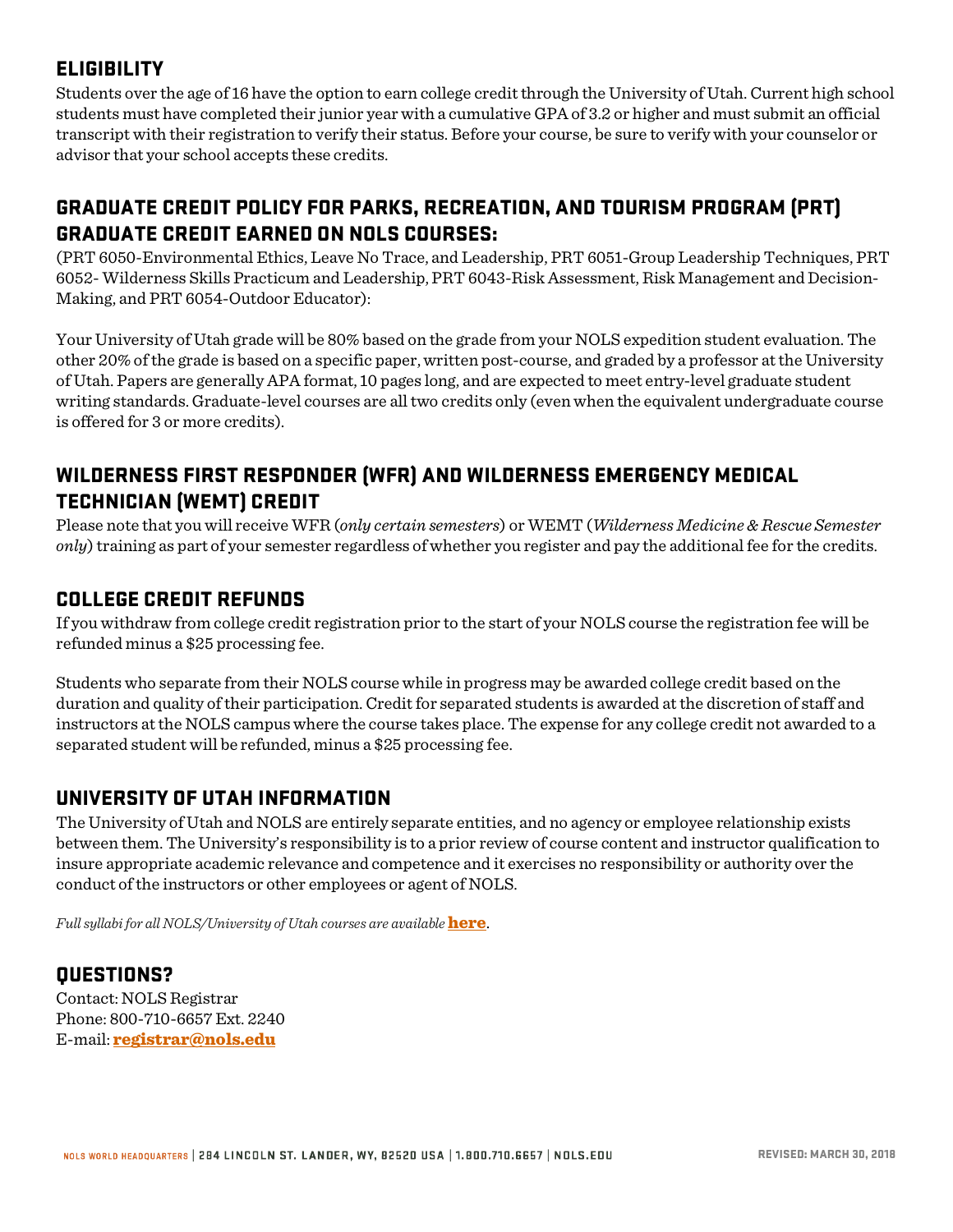## ELIGIBILITY

Students over the age of 16 have the option to earn college credit through the University of Utah. Current high school students must have completed their junior year with a cumulative GPA of 3.2 or higher and must submit an official transcript with their registration to verify their status. Before your course, be sure to verify with your counselor or advisor that your school accepts these credits.

## GRADUATE CREDIT POLICY FOR PARKS, RECREATION, AND TOURISM PROGRAM (PRT) GRADUATE CREDIT EARNED ON NOLS COURSES:

(PRT 6050-Environmental Ethics, Leave No Trace, and Leadership, PRT 6051-Group Leadership Techniques, PRT 6052- Wilderness Skills Practicum and Leadership, PRT 6043-Risk Assessment, Risk Management and Decision-Making, and PRT 6054-Outdoor Educator):

Your University of Utah grade will be 80% based on the grade from your NOLS expedition student evaluation. The other 20% of the grade is based on a specific paper, written post-course, and graded by a professor at the University of Utah. Papers are generally APA format, 10 pages long, and are expected to meet entry-level graduate student writing standards. Graduate-level courses are all two credits only (even when the equivalent undergraduate course is offered for 3 or more credits).

## WILDERNESS FIRST RESPONDER (WFR) AND WILDERNESS EMERGENCY MEDICAL TECHNICIAN (WEMT) CREDIT

Please note that you will receive WFR (*only certain semesters*) or WEMT (*Wilderness Medicine & Rescue Semester only*) training as part of your semester regardless of whether you register and pay the additional fee for the credits.

## COLLEGE CREDIT REFUNDS

If you withdraw from college credit registration prior to the start of your NOLS course the registration fee will be refunded minus a $25 processing fee.

Students who separate from their NOLS course while in progress may be awarded college credit based on the duration and quality of their participation. Credit for separated students is awarded at the discretion of staff and instructors at the NOLS campus where the course takes place. The expense for any college credit not awarded to a separated student will be refunded, minus a $25 processing fee.

## UNIVERSITY OF UTAH INFORMATION

The University of Utah and NOLS are entirely separate entities, and no agency or employee relationship exists between them. The University's responsibility is to a prior review of course content and instructor qualification to insure appropriate academic relevance and competence and it exercises no responsibility or authority over the conduct of the instructors or other employees or agent of NOLS.

*Full syllabi for all NOLS/University of Utah courses are available* **here**.

## QUESTIONS?

Contact: NOLS Registrar
Phone: 800-710-6657 Ext. 2240
E-mail: **registrar@nols.edu**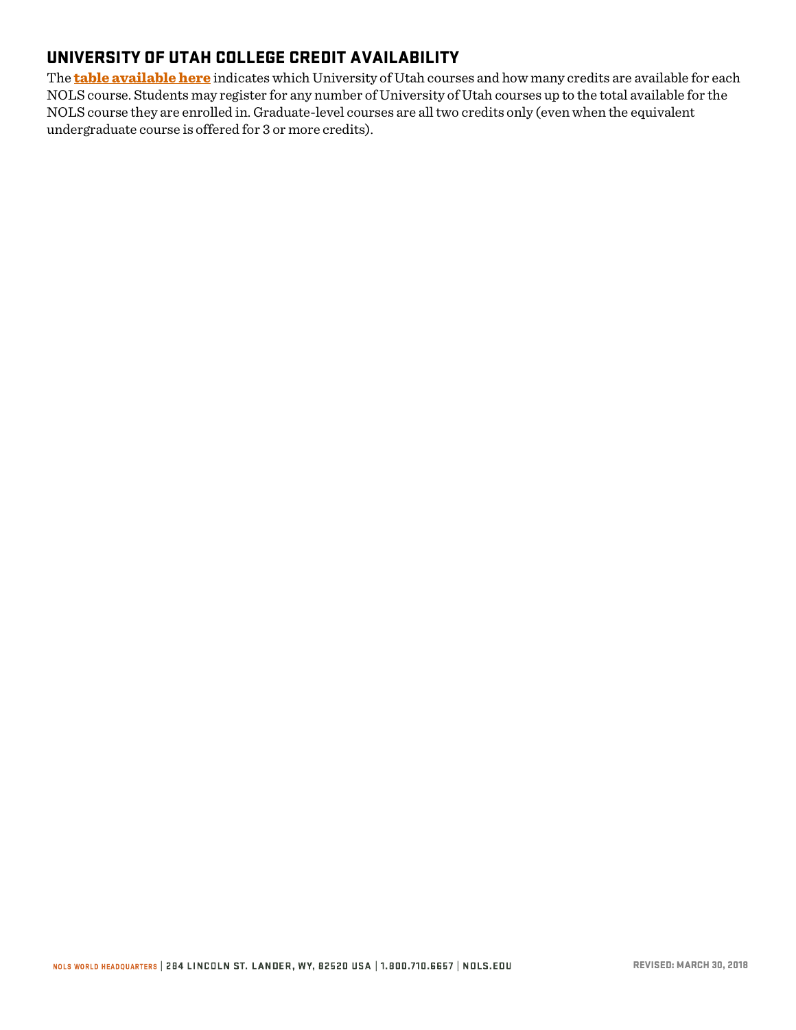## UNIVERSITY OF UTAH COLLEGE CREDIT AVAILABILITY

The **table available here** indicates which University of Utah courses and how many credits are available for each NOLS course. Students may register for any number of University of Utah courses up to the total available for the NOLS course they are enrolled in. Graduate-level courses are all two credits only (even when the equivalent undergraduate course is offered for 3 or more credits).